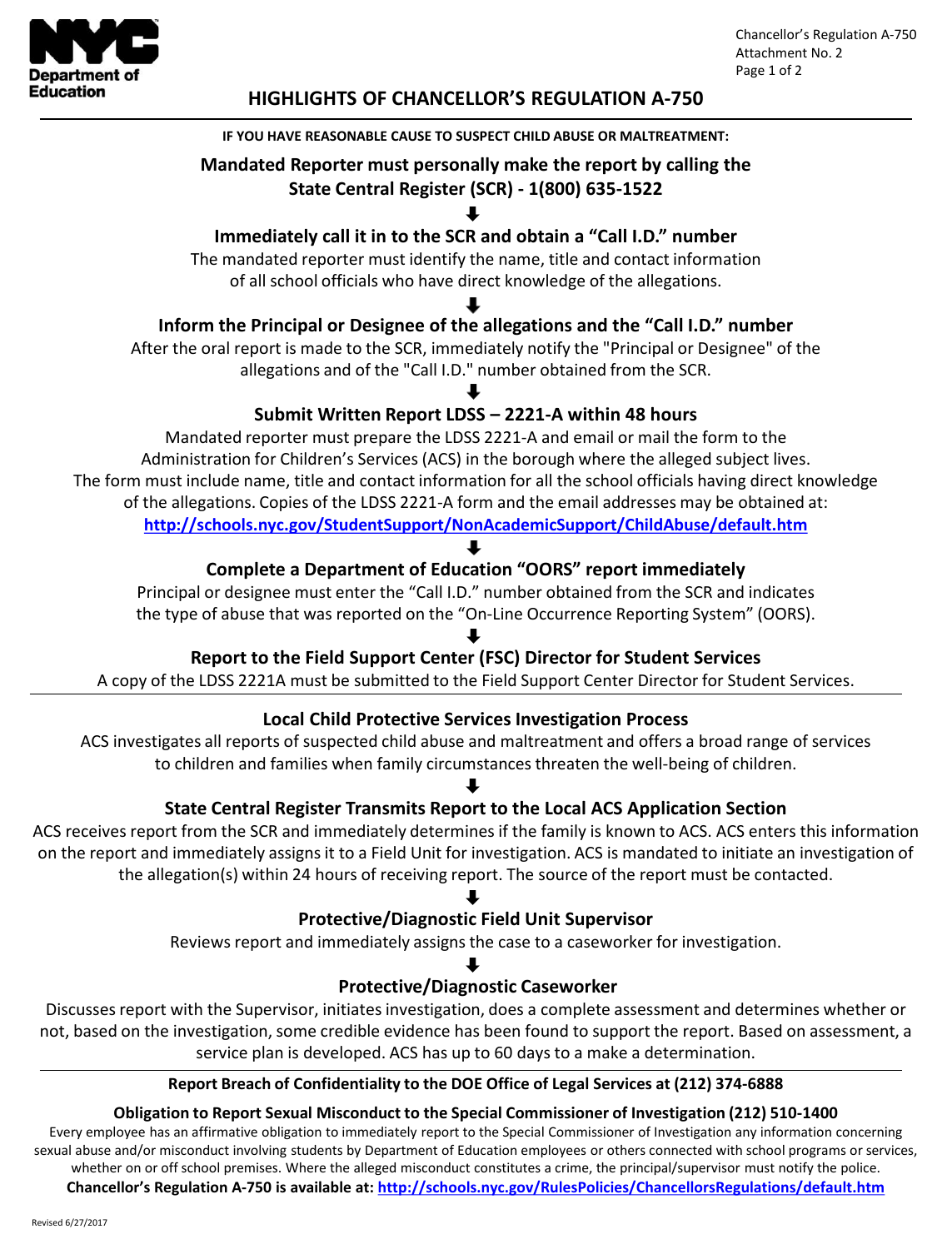NYC Department of Education

Chancellor's Regulation A-750
Attachment No. 2

# HIGHLIGHTS OF CHANCELLOR'S REGULATION A-750

**IF YOU HAVE REASONABLE CAUSE TO SUSPECT CHILD ABUSE OR MALTREATMENT:**

**Mandated Reporter must personally make the report by calling the State Central Register (SCR) - 1(800) 635-1522**

⬇

**Immediately call it in to the SCR and obtain a "Call I.D." number**

The mandated reporter must identify the name, title and contact information of all school officials who have direct knowledge of the allegations.

⬇

**Inform the Principal or Designee of the allegations and the "Call I.D." number**

After the oral report is made to the SCR, immediately notify the "Principal or Designee" of the allegations and of the "Call I.D." number obtained from the SCR.

⬇

**Submit Written Report LDSS – 2221-A within 48 hours**

Mandated reporter must prepare the LDSS 2221-A and email or mail the form to the Administration for Children's Services (ACS) in the borough where the alleged subject lives. The form must include name, title and contact information for all the school officials having direct knowledge of the allegations. Copies of the LDSS 2221-A form and the email addresses may be obtained at: http://schools.nyc.gov/StudentSupport/NonAcademicSupport/ChildAbuse/default.htm

⬇

**Complete a Department of Education "OORS" report immediately**

Principal or designee must enter the "Call I.D." number obtained from the SCR and indicates the type of abuse that was reported on the "On-Line Occurrence Reporting System" (OORS).

⬇

**Report to the Field Support Center (FSC) Director for Student Services**

A copy of the LDSS 2221A must be submitted to the Field Support Center Director for Student Services.

---

**Local Child Protective Services Investigation Process**

ACS investigates all reports of suspected child abuse and maltreatment and offers a broad range of services to children and families when family circumstances threaten the well-being of children.

⬇

**State Central Register Transmits Report to the Local ACS Application Section**

ACS receives report from the SCR and immediately determines if the family is known to ACS. ACS enters this information on the report and immediately assigns it to a Field Unit for investigation. ACS is mandated to initiate an investigation of the allegation(s) within 24 hours of receiving report. The source of the report must be contacted.

⬇

**Protective/Diagnostic Field Unit Supervisor**

Reviews report and immediately assigns the case to a caseworker for investigation.

⬇

**Protective/Diagnostic Caseworker**

Discusses report with the Supervisor, initiates investigation, does a complete assessment and determines whether or not, based on the investigation, some credible evidence has been found to support the report. Based on assessment, a service plan is developed. ACS has up to 60 days to a make a determination.

---

**Report Breach of Confidentiality to the DOE Office of Legal Services at (212) 374-6888**

**Obligation to Report Sexual Misconduct to the Special Commissioner of Investigation (212) 510-1400**

Every employee has an affirmative obligation to immediately report to the Special Commissioner of Investigation any information concerning sexual abuse and/or misconduct involving students by Department of Education employees or others connected with school programs or services, whether on or off school premises. Where the alleged misconduct constitutes a crime, the principal/supervisor must notify the police.

**Chancellor's Regulation A-750 is available at: http://schools.nyc.gov/RulesPolicies/ChancellorsRegulations/default.htm**

Revised 6/27/2017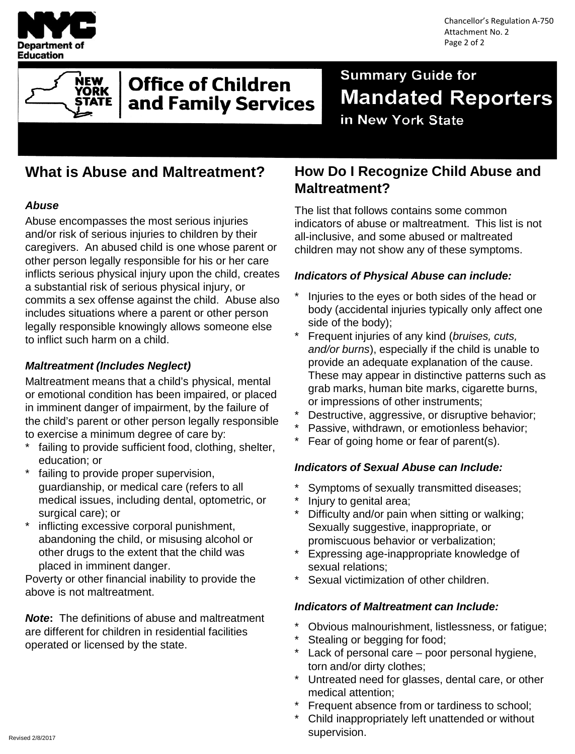# Summary Guide for Mandated Reporters in New York State

Office of Children and Family Services

## What is Abuse and Maltreatment?

### *Abuse*

Abuse encompasses the most serious injuries and/or risk of serious injuries to children by their caregivers. An abused child is one whose parent or other person legally responsible for his or her care inflicts serious physical injury upon the child, creates a substantial risk of serious physical injury, or commits a sex offense against the child. Abuse also includes situations where a parent or other person legally responsible knowingly allows someone else to inflict such harm on a child.

### *Maltreatment (Includes Neglect)*

Maltreatment means that a child's physical, mental or emotional condition has been impaired, or placed in imminent danger of impairment, by the failure of the child's parent or other person legally responsible to exercise a minimum degree of care by:

* failing to provide sufficient food, clothing, shelter, education; or
* failing to provide proper supervision, guardianship, or medical care (refers to all medical issues, including dental, optometric, or surgical care); or
* inflicting excessive corporal punishment, abandoning the child, or misusing alcohol or other drugs to the extent that the child was placed in imminent danger.

Poverty or other financial inability to provide the above is not maltreatment.

***Note*****:** The definitions of abuse and maltreatment are different for children in residential facilities operated or licensed by the state.

## How Do I Recognize Child Abuse and Maltreatment?

The list that follows contains some common indicators of abuse or maltreatment. This list is not all-inclusive, and some abused or maltreated children may not show any of these symptoms.

### *Indicators of Physical Abuse can include:*

* Injuries to the eyes or both sides of the head or body (accidental injuries typically only affect one side of the body);
* Frequent injuries of any kind (*bruises, cuts, and/or burns*), especially if the child is unable to provide an adequate explanation of the cause. These may appear in distinctive patterns such as grab marks, human bite marks, cigarette burns, or impressions of other instruments;
* Destructive, aggressive, or disruptive behavior;
* Passive, withdrawn, or emotionless behavior;
* Fear of going home or fear of parent(s).

### *Indicators of Sexual Abuse can Include:*

* Symptoms of sexually transmitted diseases;
* Injury to genital area;
* Difficulty and/or pain when sitting or walking; Sexually suggestive, inappropriate, or promiscuous behavior or verbalization;
* Expressing age-inappropriate knowledge of sexual relations;
* Sexual victimization of other children.

### *Indicators of Maltreatment can Include:*

* Obvious malnourishment, listlessness, or fatigue;
* Stealing or begging for food;
* Lack of personal care – poor personal hygiene, torn and/or dirty clothes;
* Untreated need for glasses, dental care, or other medical attention;
* Frequent absence from or tardiness to school;
* Child inappropriately left unattended or without supervision.

Revised 2/8/2017